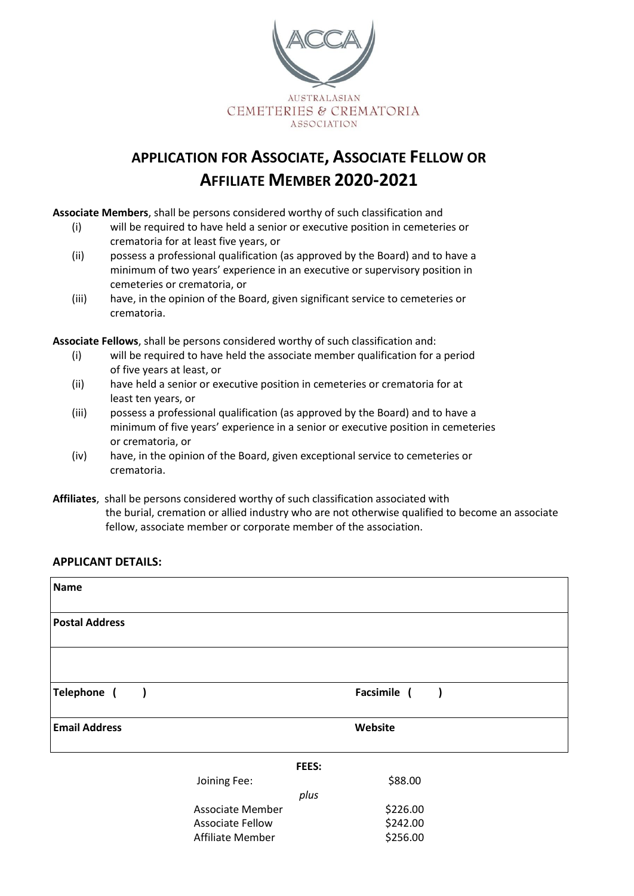ACCA

AUSTRALASIAN
CEMETERIES & CREMATORIA
ASSOCIATION

# APPLICATION FOR ASSOCIATE, ASSOCIATE FELLOW OR AFFILIATE MEMBER 2020-2021

**Associate Members**, shall be persons considered worthy of such classification and

- (i) will be required to have held a senior or executive position in cemeteries or crematoria for at least five years, or
- (ii) possess a professional qualification (as approved by the Board) and to have a minimum of two years' experience in an executive or supervisory position in cemeteries or crematoria, or
- (iii) have, in the opinion of the Board, given significant service to cemeteries or crematoria.

**Associate Fellows**, shall be persons considered worthy of such classification and:

- (i) will be required to have held the associate member qualification for a period of five years at least, or
- (ii) have held a senior or executive position in cemeteries or crematoria for at least ten years, or
- (iii) possess a professional qualification (as approved by the Board) and to have a minimum of five years' experience in a senior or executive position in cemeteries or crematoria, or
- (iv) have, in the opinion of the Board, given exceptional service to cemeteries or crematoria.

**Affiliates**, shall be persons considered worthy of such classification associated with the burial, cremation or allied industry who are not otherwise qualified to become an associate fellow, associate member or corporate member of the association.

## APPLICANT DETAILS:

| **Name** | |
|---|---|
| **Postal Address** | |
| | |
| **Telephone (     )** | **Facsimile (     )** |
| **Email Address** | **Website** |

**FEES:**

| | |
|---|---|
| Joining Fee: | $88.00 |
| *plus* | |
| Associate Member | $226.00 |
| Associate Fellow | $242.00 |
| Affiliate Member | $256.00 |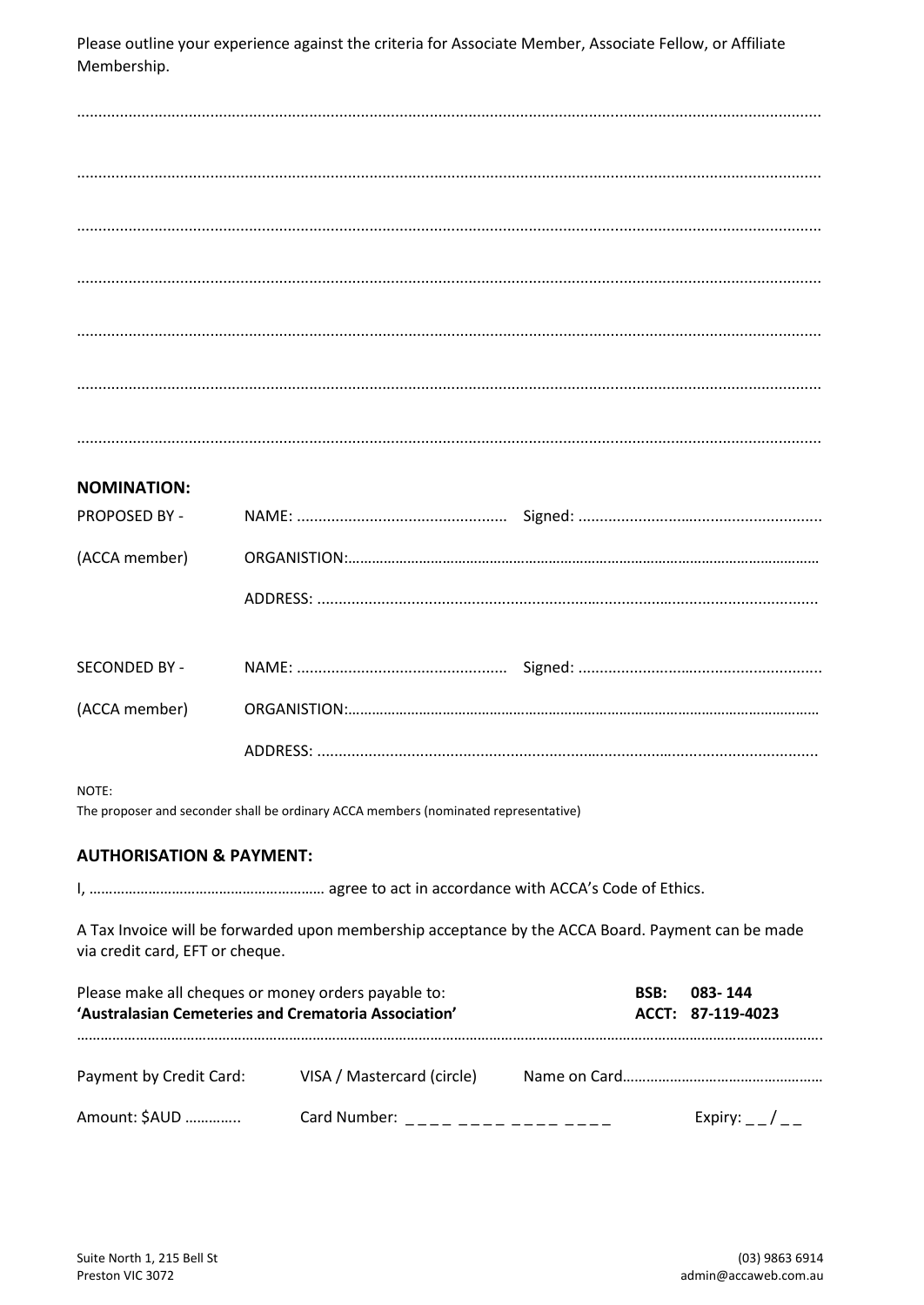Please outline your experience against the criteria for Associate Member, Associate Fellow, or Affiliate Membership.

………………………………………………………………………………………………………………………………………………………

………………………………………………………………………………………………………………………………………………………

………………………………………………………………………………………………………………………………………………………

………………………………………………………………………………………………………………………………………………………

………………………………………………………………………………………………………………………………………………………

………………………………………………………………………………………………………………………………………………………

………………………………………………………………………………………………………………………………………………………

## NOMINATION:

PROPOSED BY - NAME: ................................................ Signed: ........................................................

(ACCA member) ORGANISTION:…………………………………………………………………………………………………

ADDRESS: ..................................................................................................................

SECONDED BY - NAME: ................................................ Signed: ........................................................

(ACCA member) ORGANISTION:…………………………………………………………………………………………………

ADDRESS: ..................................................................................................................

NOTE:
The proposer and seconder shall be ordinary ACCA members (nominated representative)

## AUTHORISATION & PAYMENT:

I, …………………………………………………… agree to act in accordance with ACCA's Code of Ethics.

A Tax Invoice will be forwarded upon membership acceptance by the ACCA Board. Payment can be made via credit card, EFT or cheque.

Please make all cheques or money orders payable to:
**'Australasian Cemeteries and Crematoria Association'**

**BSB: 083- 144**
**ACCT: 87-119-4023**

………………………………………………………………………………………………………………………………………………………

Payment by Credit Card: VISA / Mastercard (circle) Name on Card……………………………………………

Amount: $AUD ………….. Card Number: _ _ _ _ _ _ _ _ _ _ _ _ _ _ _ _ Expiry: _ _ / _ _

Suite North 1, 215 Bell St
Preston VIC 3072

(03) 9863 6914
admin@accaweb.com.au